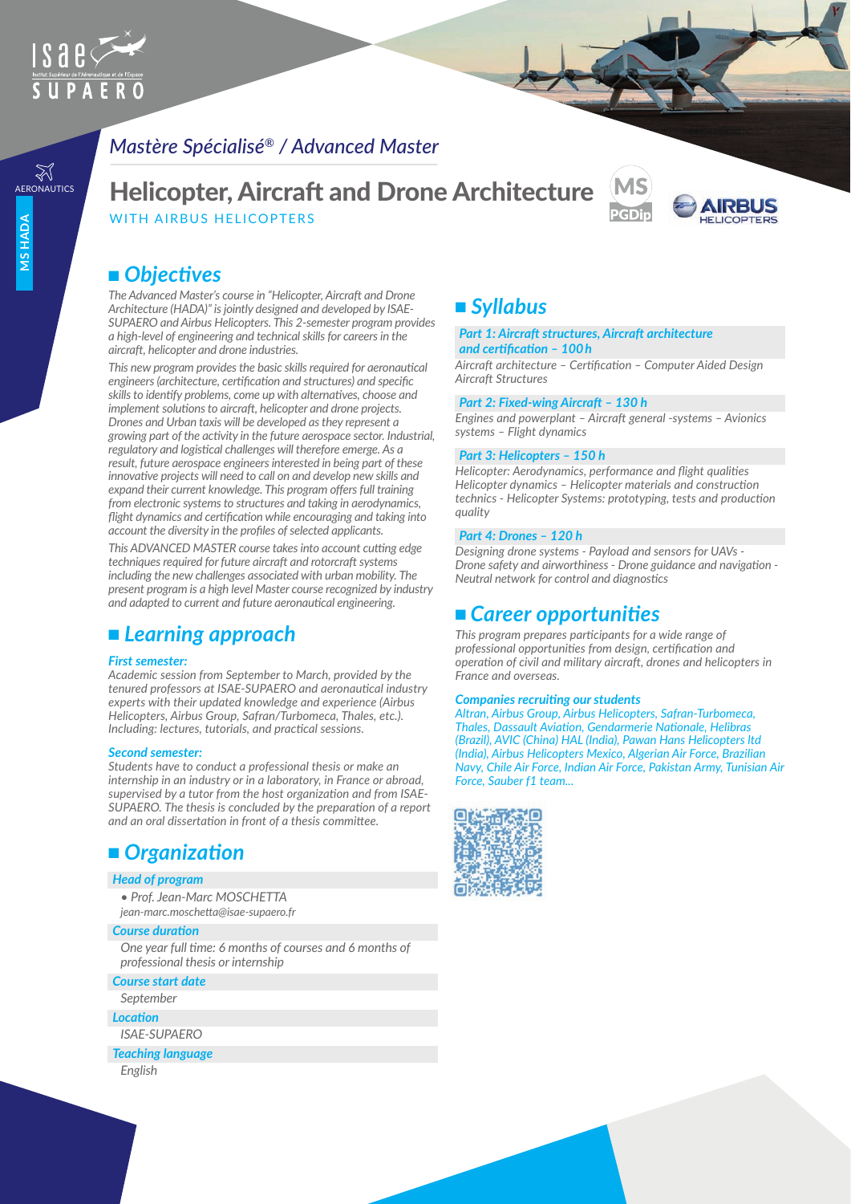*Mastère Spécialisé® / Advanced Master*

# Helicopter, Aircraft and Drone Architecture

WITH AIRBUS HELICOPTERS

AERONAUTICS

MS HADA

## Objectives

*The Advanced Master's course in "Helicopter, Aircraft and Drone Architecture (HADA)" is jointly designed and developed by ISAE-SUPAERO and Airbus Helicopters. This 2-semester program provides a high-level of engineering and technical skills for careers in the aircraft, helicopter and drone industries.*

*This new program provides the basic skills required for aeronautical engineers (architecture, certification and structures) and specific skills to identify problems, come up with alternatives, choose and implement solutions to aircraft, helicopter and drone projects. Drones and Urban taxis will be developed as they represent a growing part of the activity in the future aerospace sector. Industrial, regulatory and logistical challenges will therefore emerge. As a result, future aerospace engineers interested in being part of these innovative projects will need to call on and develop new skills and expand their current knowledge. This program offers full training from electronic systems to structures and taking in aerodynamics, flight dynamics and certification while encouraging and taking into account the diversity in the profiles of selected applicants.*

*This ADVANCED MASTER course takes into account cutting edge techniques required for future aircraft and rotorcraft systems including the new challenges associated with urban mobility. The present program is a high level Master course recognized by industry and adapted to current and future aeronautical engineering.*

## Learning approach

**First semester:**

*Academic session from September to March, provided by the tenured professors at ISAE-SUPAERO and aeronautical industry experts with their updated knowledge and experience (Airbus Helicopters, Airbus Group, Safran/Turbomeca, Thales, etc.). Including: lectures, tutorials, and practical sessions.*

**Second semester:**

*Students have to conduct a professional thesis or make an internship in an industry or in a laboratory, in France or abroad, supervised by a tutor from the host organization and from ISAE-SUPAERO. The thesis is concluded by the preparation of a report and an oral dissertation in front of a thesis committee.*

## Organization

**Head of program**

- *Prof. Jean-Marc MOSCHETTA*

*jean-marc.moschetta@isae-supaero.fr*

**Course duration**

*One year full time: 6 months of courses and 6 months of professional thesis or internship*

**Course start date**

*September*

**Location**

*ISAE-SUPAERO*

**Teaching language**

*English*

## Syllabus

**Part 1: Aircraft structures, Aircraft architecture and certification – 100 h**

*Aircraft architecture – Certification – Computer Aided Design Aircraft Structures*

**Part 2: Fixed-wing Aircraft – 130 h**

*Engines and powerplant – Aircraft general -systems – Avionics systems – Flight dynamics*

**Part 3: Helicopters – 150 h**

*Helicopter: Aerodynamics, performance and flight qualities Helicopter dynamics – Helicopter materials and construction technics - Helicopter Systems: prototyping, tests and production quality*

**Part 4: Drones – 120 h**

*Designing drone systems - Payload and sensors for UAVs - Drone safety and airworthiness - Drone guidance and navigation - Neutral network for control and diagnostics*

## Career opportunities

*This program prepares participants for a wide range of professional opportunities from design, certification and operation of civil and military aircraft, drones and helicopters in France and overseas.*

**Companies recruiting our students**

*Altran, Airbus Group, Airbus Helicopters, Safran-Turbomeca, Thales, Dassault Aviation, Gendarmerie Nationale, Helibras (Brazil), AVIC (China) HAL (India), Pawan Hans Helicopters ltd (India), Airbus Helicopters Mexico, Algerian Air Force, Brazilian Navy, Chile Air Force, Indian Air Force, Pakistan Army, Tunisian Air Force, Sauber f1 team...*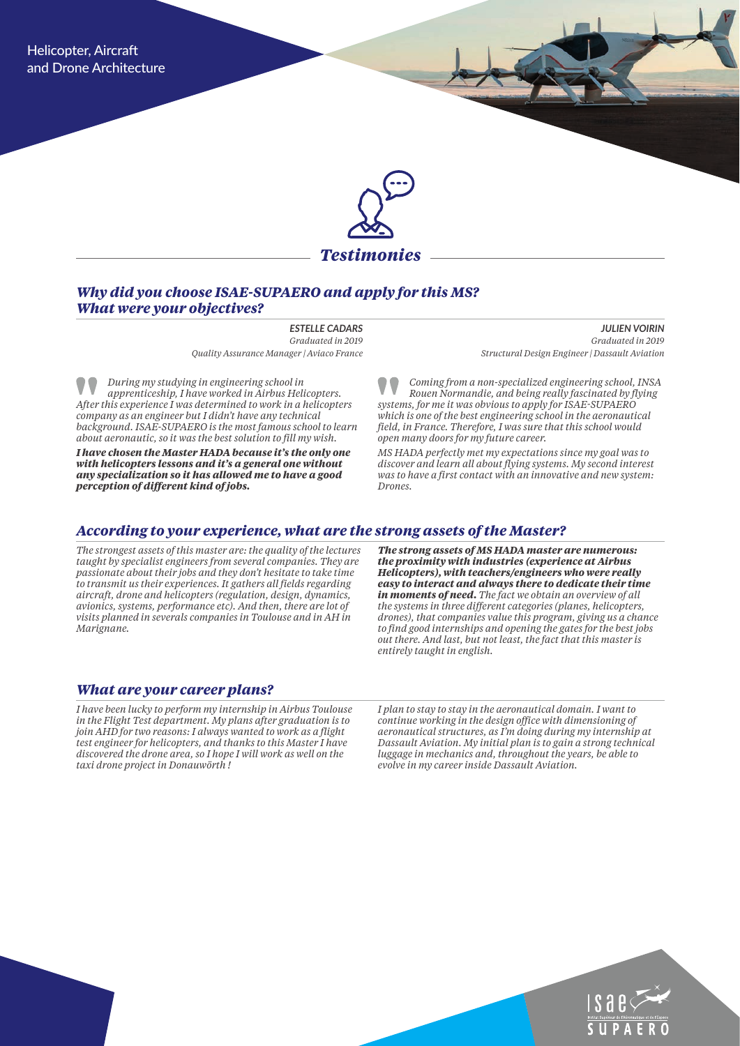Helicopter, Aircraft and Drone Architecture

## *Testimonies*

### *Why did you choose ISAE-SUPAERO and apply for this MS? What were your objectives?*

***ESTELLE CADARS***
*Graduated in 2019*
*Quality Assurance Manager | Aviaco France*

*During my studying in engineering school in apprenticeship, I have worked in Airbus Helicopters. After this experience I was determined to work in a helicopters company as an engineer but I didn't have any technical background. ISAE-SUPAERO is the most famous school to learn about aeronautic, so it was the best solution to fill my wish.*

***I have chosen the Master HADA because it's the only one with helicopters lessons and it's a general one without any specialization so it has allowed me to have a good perception of different kind of jobs.***

***JULIEN VOIRIN***
*Graduated in 2019*
*Structural Design Engineer | Dassault Aviation*

*Coming from a non-specialized engineering school, INSA Rouen Normandie, and being really fascinated by flying systems, for me it was obvious to apply for ISAE-SUPAERO which is one of the best engineering school in the aeronautical field, in France. Therefore, I was sure that this school would open many doors for my future career.*

*MS HADA perfectly met my expectations since my goal was to discover and learn all about flying systems. My second interest was to have a first contact with an innovative and new system: Drones.*

### *According to your experience, what are the strong assets of the Master?*

*The strongest assets of this master are: the quality of the lectures taught by specialist engineers from several companies. They are passionate about their jobs and they don't hesitate to take time to transmit us their experiences. It gathers all fields regarding aircraft, drone and helicopters (regulation, design, dynamics, avionics, systems, performance etc). And then, there are lot of visits planned in severals companies in Toulouse and in AH in Marignane.*

***The strong assets of MS HADA master are numerous: the proximity with industries (experience at Airbus Helicopters), with teachers/engineers who were really easy to interact and always there to dedicate their time in moments of need.*** *The fact we obtain an overview of all the systems in three different categories (planes, helicopters, drones), that companies value this program, giving us a chance to find good internships and opening the gates for the best jobs out there. And last, but not least, the fact that this master is entirely taught in english.*

### *What are your career plans?*

*I have been lucky to perform my internship in Airbus Toulouse in the Flight Test department. My plans after graduation is to join AHD for two reasons: I always wanted to work as a flight test engineer for helicopters, and thanks to this Master I have discovered the drone area, so I hope I will work as well on the taxi drone project in Donauwörth !*

*I plan to stay to stay in the aeronautical domain. I want to continue working in the design office with dimensioning of aeronautical structures, as I'm doing during my internship at Dassault Aviation. My initial plan is to gain a strong technical luggage in mechanics and, throughout the years, be able to evolve in my career inside Dassault Aviation.*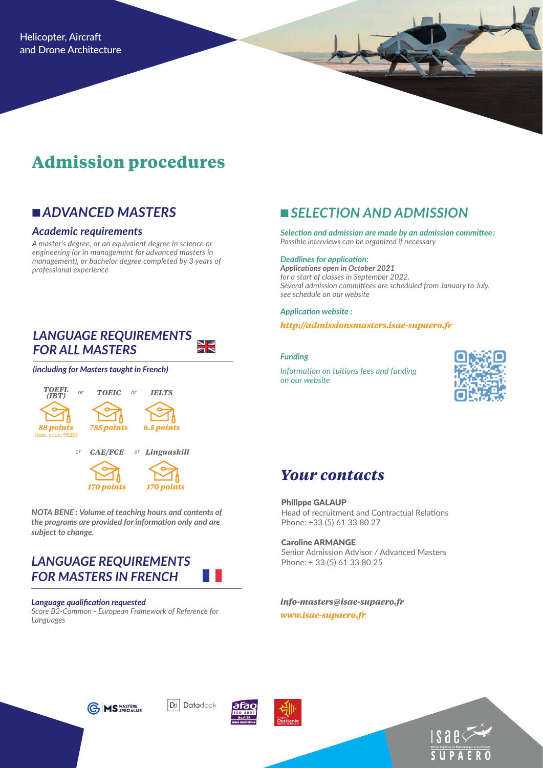# Admission procedures

## ■ ADVANCED MASTERS

### *Academic requirements*

*A master's degree, or an equivalent degree in science or engineering (or in management for advanced masters in management), or bachelor degree completed by 3 years of professional experience*

## *LANGUAGE REQUIREMENTS FOR ALL MASTERS*

*(including for Masters taught in French)*

**TOEFL (IBT)** — *88 points* (Inst. code: 9820)
*or*
**TOEIC** — *785 points*
*or*
**IELTS** — *6.5 points*
*or*
**CAE/FCE** — *170 points*
*or*
**Linguaskill** — *170 points*

***NOTA BENE : Volume of teaching hours and contents of the programs are provided for information only and are subject to change.***

## *LANGUAGE REQUIREMENTS FOR MASTERS IN FRENCH*

***Language qualification requested***
*Score B2-Common - European Framework of Reference for Languages*

## ■ SELECTION AND ADMISSION

***Selection and admission are made by an admission committee:***
*Possible interviews can be organized if necessary*

***Deadlines for application:***
***Applications open in October 2021***
*for a start of classes in September 2022.*
*Several admission committees are scheduled from January to July, see schedule on our website*

***Application website :***
***http://admissionsmasters.isae-supaero.fr***

***Funding***
*Information on tuitions fees and funding on our website*

# *Your contacts*

**Philippe GALAUP**
Head of recruitment and Contractual Relations
Phone: +33 (5) 61 33 80 27

**Caroline ARMANGE**
Senior Admission Advisor / Advanced Masters
Phone: + 33 (5) 61 33 80 25

***info-masters@isae-supaero.fr***
***www.isae-supaero.fr***